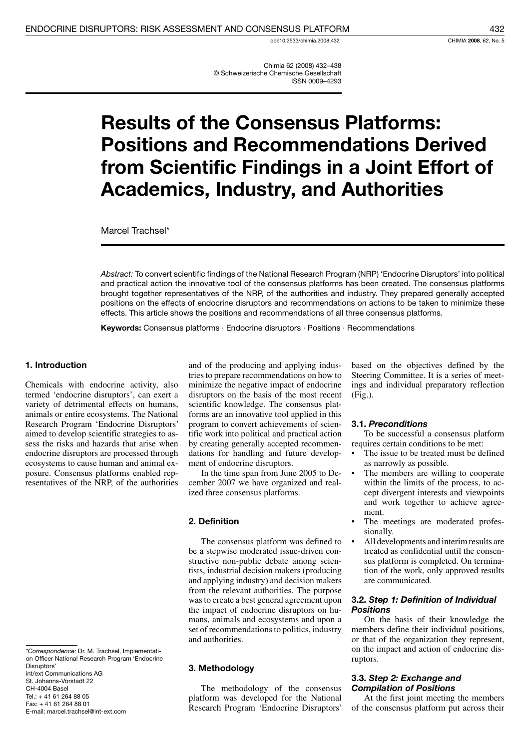doi:10.2533/chimia.2008.432

Chimia 62 (2008) 432–438
© Schweizerische Chemische Gesellschaft
ISSN 0009–4293

# Results of the Consensus Platforms: Positions and Recommendations Derived from Scientific Findings in a Joint Effort of Academics, Industry, and Authorities

Marcel Trachsel*

*Abstract:* To convert scientific findings of the National Research Program (NRP) 'Endocrine Disruptors' into political and practical action the innovative tool of the consensus platforms has been created. The consensus platforms brought together representatives of the NRP, of the authorities and industry. They prepared generally accepted positions on the effects of endocrine disruptors and recommendations on actions to be taken to minimize these effects. This article shows the positions and recommendations of all three consensus platforms.

**Keywords:** Consensus platforms · Endocrine disruptors · Positions · Recommendations

## 1. Introduction

Chemicals with endocrine activity, also termed 'endocrine disruptors', can exert a variety of detrimental effects on humans, animals or entire ecosystems. The National Research Program 'Endocrine Disruptors' aimed to develop scientific strategies to assess the risks and hazards that arise when endocrine disruptors are processed through ecosystems to cause human and animal exposure. Consensus platforms enabled representatives of the NRP, of the authorities and of the producing and applying industries to prepare recommendations on how to minimize the negative impact of endocrine disruptors on the basis of the most recent scientific knowledge. The consensus platforms are an innovative tool applied in this program to convert achievements of scientific work into political and practical action by creating generally accepted recommendations for handling and future development of endocrine disruptors.

In the time span from June 2005 to December 2007 we have organized and realized three consensus platforms.

## 2. Definition

The consensus platform was defined to be a stepwise moderated issue-driven constructive non-public debate among scientists, industrial decision makers (producing and applying industry) and decision makers from the relevant authorities. The purpose was to create a best general agreement upon the impact of endocrine disruptors on humans, animals and ecosystems and upon a set of recommendations to politics, industry and authorities.

## 3. Methodology

The methodology of the consensus platform was developed for the National Research Program 'Endocrine Disruptors' based on the objectives defined by the Steering Committee. It is a series of meetings and individual preparatory reflection (Fig.).

### 3.1. *Preconditions*

To be successful a consensus platform requires certain conditions to be met:

- The issue to be treated must be defined as narrowly as possible.
- The members are willing to cooperate within the limits of the process, to accept divergent interests and viewpoints and work together to achieve agreement.
- The meetings are moderated professionally.
- All developments and interim results are treated as confidential until the consensus platform is completed. On termination of the work, only approved results are communicated.

### 3.2. *Step 1: Definition of Individual Positions*

On the basis of their knowledge the members define their individual positions, or that of the organization they represent, on the impact and action of endocrine disruptors.

### 3.3. *Step 2: Exchange and Compilation of Positions*

At the first joint meeting the members of the consensus platform put across their

---

*\*Correspondence:* Dr. M. Trachsel, Implementation Officer National Research Program 'Endocrine Disruptors'
int/ext Communications AG
St. Johanns-Vorstadt 22
CH-4004 Basel
Tel.: + 41 61 264 88 05
Fax: + 41 61 264 88 01
E-mail: marcel.trachsel@int-ext.com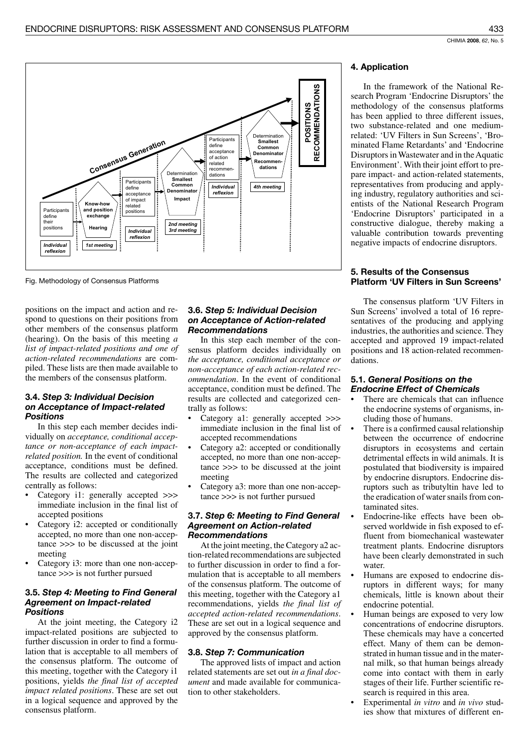Fig. Methodology of Consensus Platforms

positions on the impact and action and respond to questions on their positions from other members of the consensus platform (hearing). On the basis of this meeting *a list of impact-related positions and one of action-related recommendations* are compiled. These lists are then made available to the members of the consensus platform.

### 3.4. *Step 3: Individual Decision on Acceptance of Impact-related Positions*

In this step each member decides individually on *acceptance, conditional acceptance or non-acceptance of each impact-related position.* In the event of conditional acceptance, conditions must be defined. The results are collected and categorized centrally as follows:

- Category i1: generally accepted >>> immediate inclusion in the final list of accepted positions
- Category i2: accepted or conditionally accepted, no more than one non-acceptance >>> to be discussed at the joint meeting
- Category i3: more than one non-acceptance >>> is not further pursued

### 3.5. *Step 4: Meeting to Find General Agreement on Impact-related Positions*

At the joint meeting, the Category i2 impact-related positions are subjected to further discussion in order to find a formulation that is acceptable to all members of the consensus platform. The outcome of this meeting, together with the Category i1 positions, yields *the final list of accepted impact related positions*. These are set out in a logical sequence and approved by the consensus platform.

### 3.6. *Step 5: Individual Decision on Acceptance of Action-related Recommendations*

In this step each member of the consensus platform decides individually on *the acceptance, conditional acceptance or non-acceptance of each action-related recommendation*. In the event of conditional acceptance, condition must be defined. The results are collected and categorized centrally as follows:

- Category a1: generally accepted >>> immediate inclusion in the final list of accepted recommendations
- Category a2: accepted or conditionally accepted, no more than one non-acceptance >>> to be discussed at the joint meeting
- Category a3: more than one non-acceptance >>> is not further pursued

### 3.7. *Step 6: Meeting to Find General Agreement on Action-related Recommendations*

At the joint meeting, the Category a2 action-related recommendations are subjected to further discussion in order to find a formulation that is acceptable to all members of the consensus platform. The outcome of this meeting, together with the Category a1 recommendations, yields *the final list of accepted action-related recommendations*. These are set out in a logical sequence and approved by the consensus platform.

### 3.8. *Step 7: Communication*

The approved lists of impact and action related statements are set out *in a final document* and made available for communication to other stakeholders.

## 4. Application

In the framework of the National Research Program 'Endocrine Disruptors' the methodology of the consensus platforms has been applied to three different issues, two substance-related and one medium-related: 'UV Filters in Sun Screens', 'Brominated Flame Retardants' and 'Endocrine Disruptors in Wastewater and in the Aquatic Environment'. With their joint effort to prepare impact- and action-related statements, representatives from producing and applying industry, regulatory authorities and scientists of the National Research Program 'Endocrine Disruptors' participated in a constructive dialogue, thereby making a valuable contribution towards preventing negative impacts of endocrine disruptors.

## 5. Results of the Consensus Platform 'UV Filters in Sun Screens'

The consensus platform 'UV Filters in Sun Screens' involved a total of 16 representatives of the producing and applying industries, the authorities and science. They accepted and approved 19 impact-related positions and 18 action-related recommendations.

### 5.1. *General Positions on the Endocrine Effect of Chemicals*

- There are chemicals that can influence the endocrine systems of organisms, including those of humans.
- There is a confirmed causal relationship between the occurrence of endocrine disruptors in ecosystems and certain detrimental effects in wild animals. It is postulated that biodiversity is impaired by endocrine disruptors. Endocrine disruptors such as tributyltin have led to the eradication of water snails from contaminated sites.
- Endocrine-like effects have been observed worldwide in fish exposed to effluent from biomechanical wastewater treatment plants. Endocrine disruptors have been clearly demonstrated in such water.
- Humans are exposed to endocrine disruptors in different ways; for many chemicals, little is known about their endocrine potential.
- Human beings are exposed to very low concentrations of endocrine disruptors. These chemicals may have a concerted effect. Many of them can be demonstrated in human tissue and in the maternal milk, so that human beings already come into contact with them in early stages of their life. Further scientific research is required in this area.
- Experimental *in vitro* and *in vivo* studies show that mixtures of different en-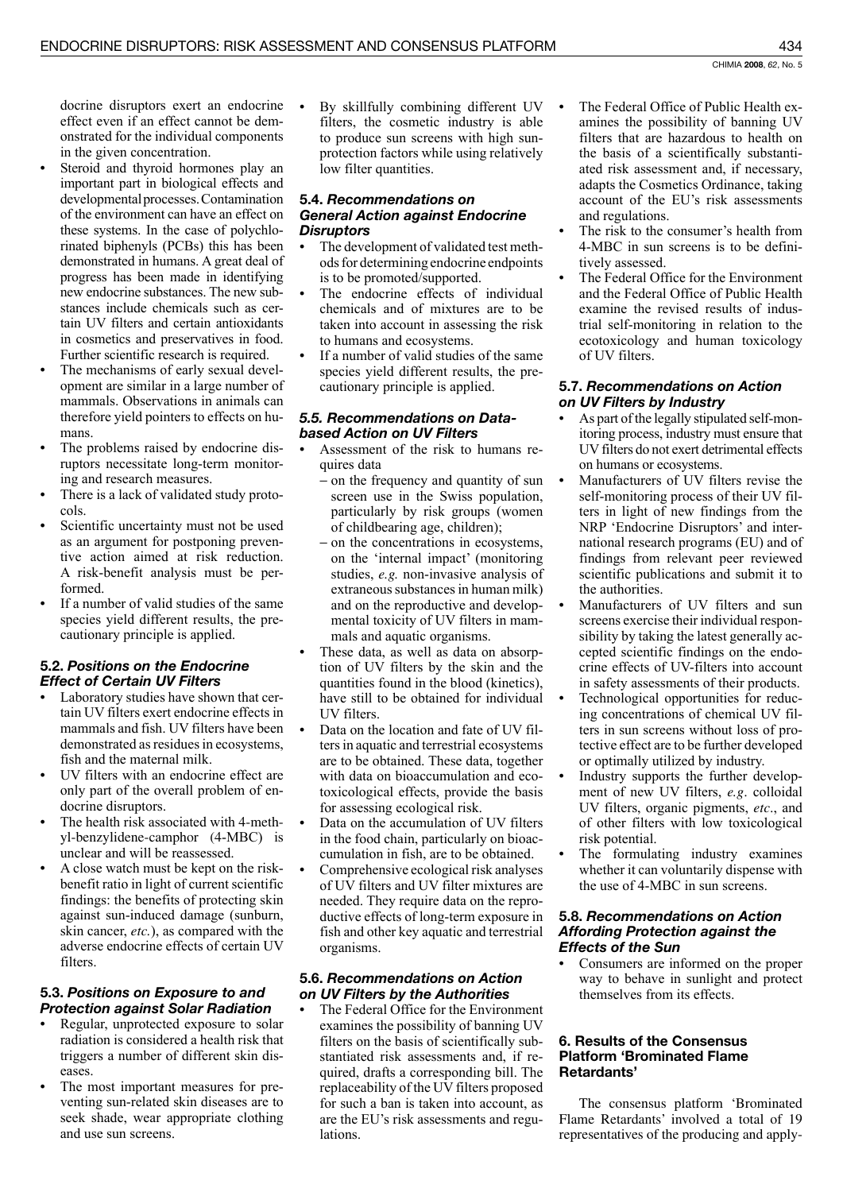docrine disruptors exert an endocrine effect even if an effect cannot be demonstrated for the individual components in the given concentration.

- Steroid and thyroid hormones play an important part in biological effects and developmental processes. Contamination of the environment can have an effect on these systems. In the case of polychlorinated biphenyls (PCBs) this has been demonstrated in humans. A great deal of progress has been made in identifying new endocrine substances. The new substances include chemicals such as certain UV filters and certain antioxidants in cosmetics and preservatives in food. Further scientific research is required.
- The mechanisms of early sexual development are similar in a large number of mammals. Observations in animals can therefore yield pointers to effects on humans.
- The problems raised by endocrine disruptors necessitate long-term monitoring and research measures.
- There is a lack of validated study protocols.
- Scientific uncertainty must not be used as an argument for postponing preventive action aimed at risk reduction. A risk-benefit analysis must be performed.
- If a number of valid studies of the same species yield different results, the precautionary principle is applied.

### 5.2. *Positions on the Endocrine Effect of Certain UV Filters*

- Laboratory studies have shown that certain UV filters exert endocrine effects in mammals and fish. UV filters have been demonstrated as residues in ecosystems, fish and the maternal milk.
- UV filters with an endocrine effect are only part of the overall problem of endocrine disruptors.
- The health risk associated with 4-methyl-benzylidene-camphor (4-MBC) is unclear and will be reassessed.
- A close watch must be kept on the risk-benefit ratio in light of current scientific findings: the benefits of protecting skin against sun-induced damage (sunburn, skin cancer, *etc.*), as compared with the adverse endocrine effects of certain UV filters.

### 5.3. *Positions on Exposure to and Protection against Solar Radiation*

- Regular, unprotected exposure to solar radiation is considered a health risk that triggers a number of different skin diseases.
- The most important measures for preventing sun-related skin diseases are to seek shade, wear appropriate clothing and use sun screens.
- By skillfully combining different UV filters, the cosmetic industry is able to produce sun screens with high sun-protection factors while using relatively low filter quantities.

### 5.4. *Recommendations on General Action against Endocrine Disruptors*

- The development of validated test methods for determining endocrine endpoints is to be promoted/supported.
- The endocrine effects of individual chemicals and of mixtures are to be taken into account in assessing the risk to humans and ecosystems.
- If a number of valid studies of the same species yield different results, the precautionary principle is applied.

### 5.5. *Recommendations on Data-based Action on UV Filters*

- Assessment of the risk to humans requires data
  - on the frequency and quantity of sun screen use in the Swiss population, particularly by risk groups (women of childbearing age, children);
  - on the concentrations in ecosystems, on the 'internal impact' (monitoring studies, *e.g.* non-invasive analysis of extraneous substances in human milk) and on the reproductive and developmental toxicity of UV filters in mammals and aquatic organisms.
- These data, as well as data on absorption of UV filters by the skin and the quantities found in the blood (kinetics), have still to be obtained for individual UV filters.
- Data on the location and fate of UV filters in aquatic and terrestrial ecosystems are to be obtained. These data, together with data on bioaccumulation and ecotoxicological effects, provide the basis for assessing ecological risk.
- Data on the accumulation of UV filters in the food chain, particularly on bioaccumulation in fish, are to be obtained.
- Comprehensive ecological risk analyses of UV filters and UV filter mixtures are needed. They require data on the reproductive effects of long-term exposure in fish and other key aquatic and terrestrial organisms.

### 5.6. *Recommendations on Action on UV Filters by the Authorities*

- The Federal Office for the Environment examines the possibility of banning UV filters on the basis of scientifically substantiated risk assessments and, if required, drafts a corresponding bill. The replaceability of the UV filters proposed for such a ban is taken into account, as are the EU's risk assessments and regulations.
- The Federal Office of Public Health examines the possibility of banning UV filters that are hazardous to health on the basis of a scientifically substantiated risk assessment and, if necessary, adapts the Cosmetics Ordinance, taking account of the EU's risk assessments and regulations.
- The risk to the consumer's health from 4-MBC in sun screens is to be definitively assessed.
- The Federal Office for the Environment and the Federal Office of Public Health examine the revised results of industrial self-monitoring in relation to the ecotoxicology and human toxicology of UV filters.

### 5.7. *Recommendations on Action on UV Filters by Industry*

- As part of the legally stipulated self-monitoring process, industry must ensure that UV filters do not exert detrimental effects on humans or ecosystems.
- Manufacturers of UV filters revise the self-monitoring process of their UV filters in light of new findings from the NRP 'Endocrine Disruptors' and international research programs (EU) and of findings from relevant peer reviewed scientific publications and submit it to the authorities.
- Manufacturers of UV filters and sun screens exercise their individual responsibility by taking the latest generally accepted scientific findings on the endocrine effects of UV-filters into account in safety assessments of their products.
- Technological opportunities for reducing concentrations of chemical UV filters in sun screens without loss of protective effect are to be further developed or optimally utilized by industry.
- Industry supports the further development of new UV filters, *e.g*. colloidal UV filters, organic pigments, *etc*., and of other filters with low toxicological risk potential.
- The formulating industry examines whether it can voluntarily dispense with the use of 4-MBC in sun screens.

### 5.8. *Recommendations on Action Affording Protection against the Effects of the Sun*

- Consumers are informed on the proper way to behave in sunlight and protect themselves from its effects.

## 6. Results of the Consensus Platform 'Brominated Flame Retardants'

The consensus platform 'Brominated Flame Retardants' involved a total of 19 representatives of the producing and apply-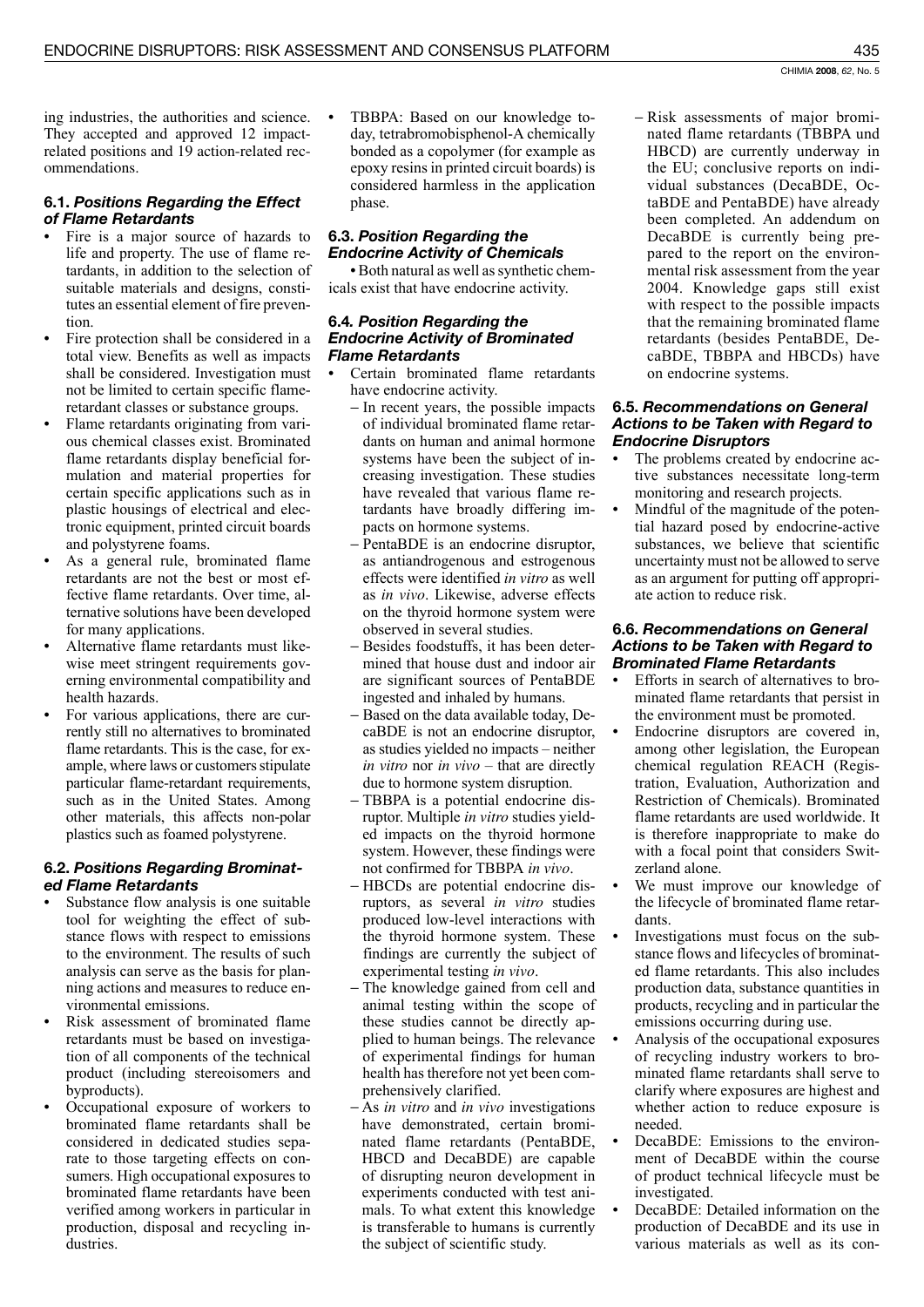ing industries, the authorities and science. They accepted and approved 12 impact-related positions and 19 action-related recommendations.

### 6.1. *Positions Regarding the Effect of Flame Retardants*

- Fire is a major source of hazards to life and property. The use of flame retardants, in addition to the selection of suitable materials and designs, constitutes an essential element of fire prevention.
- Fire protection shall be considered in a total view. Benefits as well as impacts shall be considered. Investigation must not be limited to certain specific flame-retardant classes or substance groups.
- Flame retardants originating from various chemical classes exist. Brominated flame retardants display beneficial formulation and material properties for certain specific applications such as in plastic housings of electrical and electronic equipment, printed circuit boards and polystyrene foams.
- As a general rule, brominated flame retardants are not the best or most effective flame retardants. Over time, alternative solutions have been developed for many applications.
- Alternative flame retardants must likewise meet stringent requirements governing environmental compatibility and health hazards.
- For various applications, there are currently still no alternatives to brominated flame retardants. This is the case, for example, where laws or customers stipulate particular flame-retardant requirements, such as in the United States. Among other materials, this affects non-polar plastics such as foamed polystyrene.

### 6.2. *Positions Regarding Brominated Flame Retardants*

- Substance flow analysis is one suitable tool for weighting the effect of substance flows with respect to emissions to the environment. The results of such analysis can serve as the basis for planning actions and measures to reduce environmental emissions.
- Risk assessment of brominated flame retardants must be based on investigation of all components of the technical product (including stereoisomers and byproducts).
- Occupational exposure of workers to brominated flame retardants shall be considered in dedicated studies separate to those targeting effects on consumers. High occupational exposures to brominated flame retardants have been verified among workers in particular in production, disposal and recycling industries.
- TBBPA: Based on our knowledge today, tetrabromobisphenol-A chemically bonded as a copolymer (for example as epoxy resins in printed circuit boards) is considered harmless in the application phase.

### 6.3. *Position Regarding the Endocrine Activity of Chemicals*

- Both natural as well as synthetic chemicals exist that have endocrine activity.

### 6.4. *Position Regarding the Endocrine Activity of Brominated Flame Retardants*

- Certain brominated flame retardants have endocrine activity.
  - In recent years, the possible impacts of individual brominated flame retardants on human and animal hormone systems have been the subject of increasing investigation. These studies have revealed that various flame retardants have broadly differing impacts on hormone systems.
  - PentaBDE is an endocrine disruptor, as antiandrogenous and estrogenous effects were identified *in vitro* as well as *in vivo*. Likewise, adverse effects on the thyroid hormone system were observed in several studies.
  - Besides foodstuffs, it has been determined that house dust and indoor air are significant sources of PentaBDE ingested and inhaled by humans.
  - Based on the data available today, DecaBDE is not an endocrine disruptor, as studies yielded no impacts – neither *in vitro* nor *in vivo* – that are directly due to hormone system disruption.
  - TBBPA is a potential endocrine disruptor. Multiple *in vitro* studies yielded impacts on the thyroid hormone system. However, these findings were not confirmed for TBBPA *in vivo*.
  - HBCDs are potential endocrine disruptors, as several *in vitro* studies produced low-level interactions with the thyroid hormone system. These findings are currently the subject of experimental testing *in vivo*.
  - The knowledge gained from cell and animal testing within the scope of these studies cannot be directly applied to human beings. The relevance of experimental findings for human health has therefore not yet been comprehensively clarified.
  - As *in vitro* and *in vivo* investigations have demonstrated, certain brominated flame retardants (PentaBDE, HBCD and DecaBDE) are capable of disrupting neuron development in experiments conducted with test animals. To what extent this knowledge is transferable to humans is currently the subject of scientific study.
  - Risk assessments of major brominated flame retardants (TBBPA und HBCD) are currently underway in the EU; conclusive reports on individual substances (DecaBDE, OctaBDE and PentaBDE) have already been completed. An addendum on DecaBDE is currently being prepared to the report on the environmental risk assessment from the year 2004. Knowledge gaps still exist with respect to the possible impacts that the remaining brominated flame retardants (besides PentaBDE, DecaBDE, TBBPA and HBCDs) have on endocrine systems.

### 6.5. *Recommendations on General Actions to be Taken with Regard to Endocrine Disruptors*

- The problems created by endocrine active substances necessitate long-term monitoring and research projects.
- Mindful of the magnitude of the potential hazard posed by endocrine-active substances, we believe that scientific uncertainty must not be allowed to serve as an argument for putting off appropriate action to reduce risk.

### 6.6. *Recommendations on General Actions to be Taken with Regard to Brominated Flame Retardants*

- Efforts in search of alternatives to brominated flame retardants that persist in the environment must be promoted.
- Endocrine disruptors are covered in, among other legislation, the European chemical regulation REACH (Registration, Evaluation, Authorization and Restriction of Chemicals). Brominated flame retardants are used worldwide. It is therefore inappropriate to make do with a focal point that considers Switzerland alone.
- We must improve our knowledge of the lifecycle of brominated flame retardants.
- Investigations must focus on the substance flows and lifecycles of brominated flame retardants. This also includes production data, substance quantities in products, recycling and in particular the emissions occurring during use.
- Analysis of the occupational exposures of recycling industry workers to brominated flame retardants shall serve to clarify where exposures are highest and whether action to reduce exposure is needed.
- DecaBDE: Emissions to the environment of DecaBDE within the course of product technical lifecycle must be investigated.
- DecaBDE: Detailed information on the production of DecaBDE and its use in various materials as well as its con-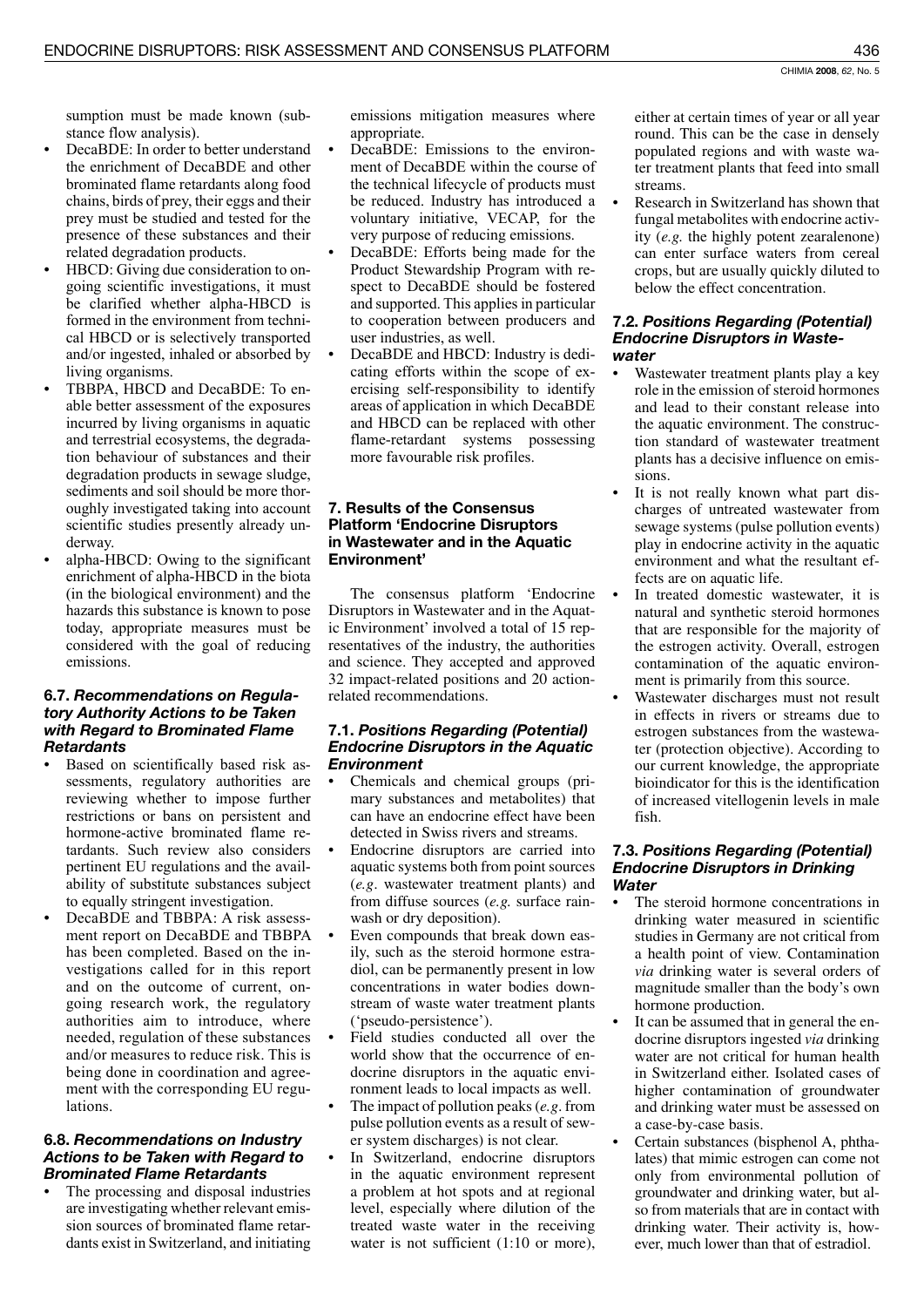sumption must be made known (substance flow analysis).

- DecaBDE: In order to better understand the enrichment of DecaBDE and other brominated flame retardants along food chains, birds of prey, their eggs and their prey must be studied and tested for the presence of these substances and their related degradation products.
- HBCD: Giving due consideration to ongoing scientific investigations, it must be clarified whether alpha-HBCD is formed in the environment from technical HBCD or is selectively transported and/or ingested, inhaled or absorbed by living organisms.
- TBBPA, HBCD and DecaBDE: To enable better assessment of the exposures incurred by living organisms in aquatic and terrestrial ecosystems, the degradation behaviour of substances and their degradation products in sewage sludge, sediments and soil should be more thoroughly investigated taking into account scientific studies presently already underway.
- alpha-HBCD: Owing to the significant enrichment of alpha-HBCD in the biota (in the biological environment) and the hazards this substance is known to pose today, appropriate measures must be considered with the goal of reducing emissions.

### 6.7. *Recommendations on Regulatory Authority Actions to be Taken with Regard to Brominated Flame Retardants*

- Based on scientifically based risk assessments, regulatory authorities are reviewing whether to impose further restrictions or bans on persistent and hormone-active brominated flame retardants. Such review also considers pertinent EU regulations and the availability of substitute substances subject to equally stringent investigation.
- DecaBDE and TBBPA: A risk assessment report on DecaBDE and TBBPA has been completed. Based on the investigations called for in this report and on the outcome of current, ongoing research work, the regulatory authorities aim to introduce, where needed, regulation of these substances and/or measures to reduce risk. This is being done in coordination and agreement with the corresponding EU regulations.

### 6.8. *Recommendations on Industry Actions to be Taken with Regard to Brominated Flame Retardants*

- The processing and disposal industries are investigating whether relevant emission sources of brominated flame retardants exist in Switzerland, and initiating emissions mitigation measures where appropriate.
- DecaBDE: Emissions to the environment of DecaBDE within the course of the technical lifecycle of products must be reduced. Industry has introduced a voluntary initiative, VECAP, for the very purpose of reducing emissions.
- DecaBDE: Efforts being made for the Product Stewardship Program with respect to DecaBDE should be fostered and supported. This applies in particular to cooperation between producers and user industries, as well.
- DecaBDE and HBCD: Industry is dedicating efforts within the scope of exercising self-responsibility to identify areas of application in which DecaBDE and HBCD can be replaced with other flame-retardant systems possessing more favourable risk profiles.

## 7. Results of the Consensus Platform 'Endocrine Disruptors in Wastewater and in the Aquatic Environment'

The consensus platform 'Endocrine Disruptors in Wastewater and in the Aquatic Environment' involved a total of 15 representatives of the industry, the authorities and science. They accepted and approved 32 impact-related positions and 20 action-related recommendations.

### 7.1. *Positions Regarding (Potential) Endocrine Disruptors in the Aquatic Environment*

- Chemicals and chemical groups (primary substances and metabolites) that can have an endocrine effect have been detected in Swiss rivers and streams.
- Endocrine disruptors are carried into aquatic systems both from point sources (*e.g.* wastewater treatment plants) and from diffuse sources (*e.g.* surface rainwash or dry deposition).
- Even compounds that break down easily, such as the steroid hormone estradiol, can be permanently present in low concentrations in water bodies downstream of waste water treatment plants ('pseudo-persistence').
- Field studies conducted all over the world show that the occurrence of endocrine disruptors in the aquatic environment leads to local impacts as well.
- The impact of pollution peaks (*e.g.* from pulse pollution events as a result of sewer system discharges) is not clear.
- In Switzerland, endocrine disruptors in the aquatic environment represent a problem at hot spots and at regional level, especially where dilution of the treated waste water in the receiving water is not sufficient (1:10 or more), either at certain times of year or all year round. This can be the case in densely populated regions and with waste water treatment plants that feed into small streams.
- Research in Switzerland has shown that fungal metabolites with endocrine activity (*e.g.* the highly potent zearalenone) can enter surface waters from cereal crops, but are usually quickly diluted to below the effect concentration.

### 7.2. *Positions Regarding (Potential) Endocrine Disruptors in Wastewater*

- Wastewater treatment plants play a key role in the emission of steroid hormones and lead to their constant release into the aquatic environment. The construction standard of wastewater treatment plants has a decisive influence on emissions.
- It is not really known what part discharges of untreated wastewater from sewage systems (pulse pollution events) play in endocrine activity in the aquatic environment and what the resultant effects are on aquatic life.
- In treated domestic wastewater, it is natural and synthetic steroid hormones that are responsible for the majority of the estrogen activity. Overall, estrogen contamination of the aquatic environment is primarily from this source.
- Wastewater discharges must not result in effects in rivers or streams due to estrogen substances from the wastewater (protection objective). According to our current knowledge, the appropriate bioindicator for this is the identification of increased vitellogenin levels in male fish.

### 7.3. *Positions Regarding (Potential) Endocrine Disruptors in Drinking Water*

- The steroid hormone concentrations in drinking water measured in scientific studies in Germany are not critical from a health point of view. Contamination *via* drinking water is several orders of magnitude smaller than the body's own hormone production.
- It can be assumed that in general the endocrine disruptors ingested *via* drinking water are not critical for human health in Switzerland either. Isolated cases of higher contamination of groundwater and drinking water must be assessed on a case-by-case basis.
- Certain substances (bisphenol A, phthalates) that mimic estrogen can come not only from environmental pollution of groundwater and drinking water, but also from materials that are in contact with drinking water. Their activity is, however, much lower than that of estradiol.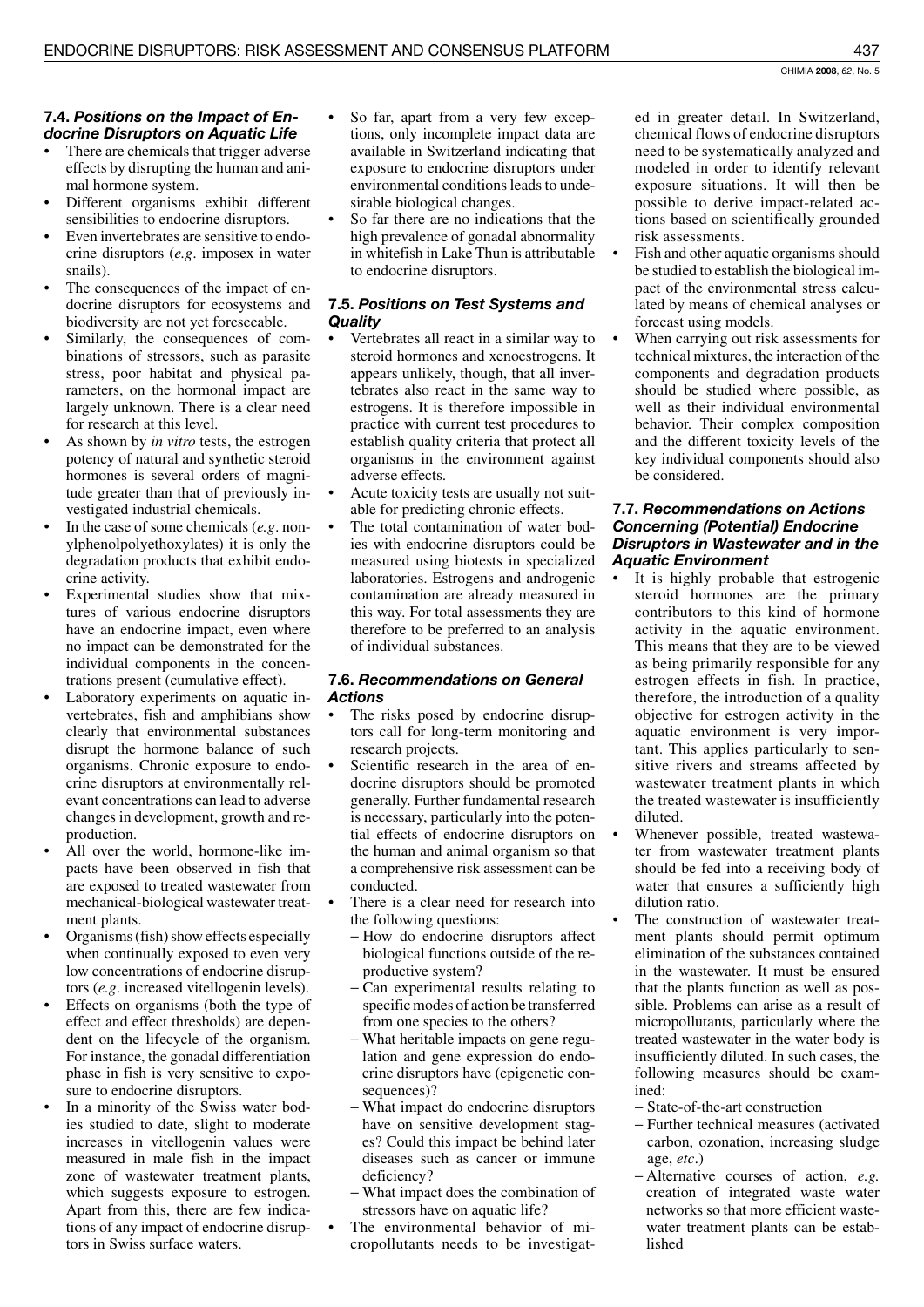### 7.4. *Positions on the Impact of Endocrine Disruptors on Aquatic Life*

- There are chemicals that trigger adverse effects by disrupting the human and animal hormone system.
- Different organisms exhibit different sensibilities to endocrine disruptors.
- Even invertebrates are sensitive to endocrine disruptors (*e.g*. imposex in water snails).
- The consequences of the impact of endocrine disruptors for ecosystems and biodiversity are not yet foreseeable.
- Similarly, the consequences of combinations of stressors, such as parasite stress, poor habitat and physical parameters, on the hormonal impact are largely unknown. There is a clear need for research at this level.
- As shown by *in vitro* tests, the estrogen potency of natural and synthetic steroid hormones is several orders of magnitude greater than that of previously investigated industrial chemicals.
- In the case of some chemicals (*e.g*. nonylphenolpolyethoxylates) it is only the degradation products that exhibit endocrine activity.
- Experimental studies show that mixtures of various endocrine disruptors have an endocrine impact, even where no impact can be demonstrated for the individual components in the concentrations present (cumulative effect).
- Laboratory experiments on aquatic invertebrates, fish and amphibians show clearly that environmental substances disrupt the hormone balance of such organisms. Chronic exposure to endocrine disruptors at environmentally relevant concentrations can lead to adverse changes in development, growth and reproduction.
- All over the world, hormone-like impacts have been observed in fish that are exposed to treated wastewater from mechanical-biological wastewater treatment plants.
- Organisms (fish) show effects especially when continually exposed to even very low concentrations of endocrine disruptors (*e.g*. increased vitellogenin levels).
- Effects on organisms (both the type of effect and effect thresholds) are dependent on the lifecycle of the organism. For instance, the gonadal differentiation phase in fish is very sensitive to exposure to endocrine disruptors.
- In a minority of the Swiss water bodies studied to date, slight to moderate increases in vitellogenin values were measured in male fish in the impact zone of wastewater treatment plants, which suggests exposure to estrogen. Apart from this, there are few indications of any impact of endocrine disruptors in Swiss surface waters.
- So far, apart from a very few exceptions, only incomplete impact data are available in Switzerland indicating that exposure to endocrine disruptors under environmental conditions leads to undesirable biological changes.
- So far there are no indications that the high prevalence of gonadal abnormality in whitefish in Lake Thun is attributable to endocrine disruptors.

### 7.5. *Positions on Test Systems and Quality*

- Vertebrates all react in a similar way to steroid hormones and xenoestrogens. It appears unlikely, though, that all invertebrates also react in the same way to estrogens. It is therefore impossible in practice with current test procedures to establish quality criteria that protect all organisms in the environment against adverse effects.
- Acute toxicity tests are usually not suitable for predicting chronic effects.
- The total contamination of water bodies with endocrine disruptors could be measured using biotests in specialized laboratories. Estrogens and androgenic contamination are already measured in this way. For total assessments they are therefore to be preferred to an analysis of individual substances.

### 7.6. *Recommendations on General Actions*

- The risks posed by endocrine disruptors call for long-term monitoring and research projects.
- Scientific research in the area of endocrine disruptors should be promoted generally. Further fundamental research is necessary, particularly into the potential effects of endocrine disruptors on the human and animal organism so that a comprehensive risk assessment can be conducted.
- There is a clear need for research into the following questions:
  - How do endocrine disruptors affect biological functions outside of the reproductive system?
  - Can experimental results relating to specific modes of action be transferred from one species to the others?
  - What heritable impacts on gene regulation and gene expression do endocrine disruptors have (epigenetic consequences)?
  - What impact do endocrine disruptors have on sensitive development stages? Could this impact be behind later diseases such as cancer or immune deficiency?
  - What impact does the combination of stressors have on aquatic life?
- The environmental behavior of micropollutants needs to be investigated in greater detail. In Switzerland, chemical flows of endocrine disruptors need to be systematically analyzed and modeled in order to identify relevant exposure situations. It will then be possible to derive impact-related actions based on scientifically grounded risk assessments.
- Fish and other aquatic organisms should be studied to establish the biological impact of the environmental stress calculated by means of chemical analyses or forecast using models.
- When carrying out risk assessments for technical mixtures, the interaction of the components and degradation products should be studied where possible, as well as their individual environmental behavior. Their complex composition and the different toxicity levels of the key individual components should also be considered.

### 7.7. *Recommendations on Actions Concerning (Potential) Endocrine Disruptors in Wastewater and in the Aquatic Environment*

- It is highly probable that estrogenic steroid hormones are the primary contributors to this kind of hormone activity in the aquatic environment. This means that they are to be viewed as being primarily responsible for any estrogen effects in fish. In practice, therefore, the introduction of a quality objective for estrogen activity in the aquatic environment is very important. This applies particularly to sensitive rivers and streams affected by wastewater treatment plants in which the treated wastewater is insufficiently diluted.
- Whenever possible, treated wastewater from wastewater treatment plants should be fed into a receiving body of water that ensures a sufficiently high dilution ratio.
- The construction of wastewater treatment plants should permit optimum elimination of the substances contained in the wastewater. It must be ensured that the plants function as well as possible. Problems can arise as a result of micropollutants, particularly where the treated wastewater in the water body is insufficiently diluted. In such cases, the following measures should be examined:
  - State-of-the-art construction
  - Further technical measures (activated carbon, ozonation, increasing sludge age, *etc*.)
  - Alternative courses of action, *e.g.* creation of integrated waste water networks so that more efficient wastewater treatment plants can be established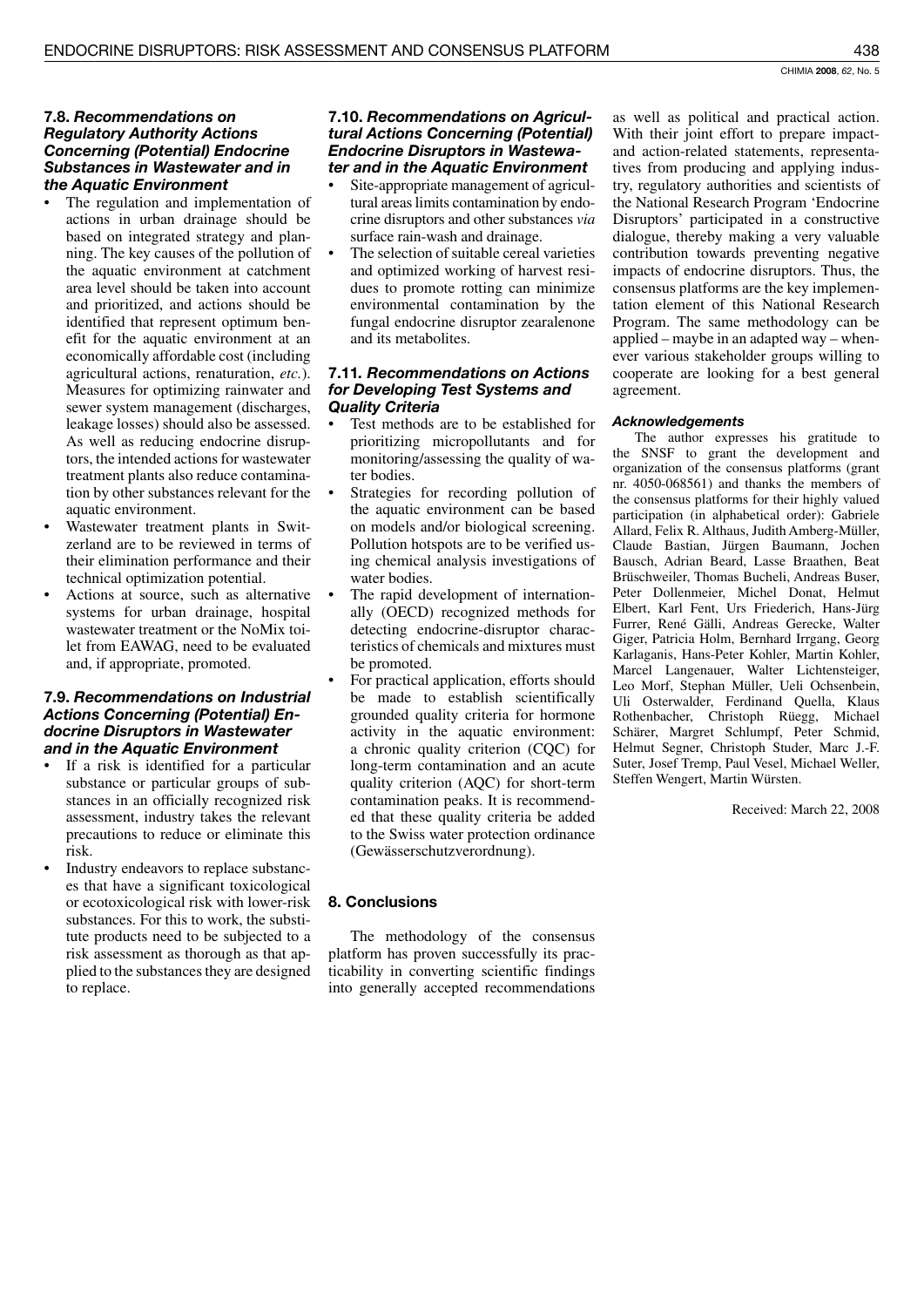### 7.8. *Recommendations on Regulatory Authority Actions Concerning (Potential) Endocrine Substances in Wastewater and in the Aquatic Environment*

- The regulation and implementation of actions in urban drainage should be based on integrated strategy and planning. The key causes of the pollution of the aquatic environment at catchment area level should be taken into account and prioritized, and actions should be identified that represent optimum benefit for the aquatic environment at an economically affordable cost (including agricultural actions, renaturation, *etc.*). Measures for optimizing rainwater and sewer system management (discharges, leakage losses) should also be assessed. As well as reducing endocrine disruptors, the intended actions for wastewater treatment plants also reduce contamination by other substances relevant for the aquatic environment.
- Wastewater treatment plants in Switzerland are to be reviewed in terms of their elimination performance and their technical optimization potential.
- Actions at source, such as alternative systems for urban drainage, hospital wastewater treatment or the NoMix toilet from EAWAG, need to be evaluated and, if appropriate, promoted.

### 7.9. *Recommendations on Industrial Actions Concerning (Potential) Endocrine Disruptors in Wastewater and in the Aquatic Environment*

- If a risk is identified for a particular substance or particular groups of substances in an officially recognized risk assessment, industry takes the relevant precautions to reduce or eliminate this risk.
- Industry endeavors to replace substances that have a significant toxicological or ecotoxicological risk with lower-risk substances. For this to work, the substitute products need to be subjected to a risk assessment as thorough as that applied to the substances they are designed to replace.

### 7.10. *Recommendations on Agricultural Actions Concerning (Potential) Endocrine Disruptors in Wastewater and in the Aquatic Environment*

- Site-appropriate management of agricultural areas limits contamination by endocrine disruptors and other substances *via* surface rain-wash and drainage.
- The selection of suitable cereal varieties and optimized working of harvest residues to promote rotting can minimize environmental contamination by the fungal endocrine disruptor zearalenone and its metabolites.

### 7.11. *Recommendations on Actions for Developing Test Systems and Quality Criteria*

- Test methods are to be established for prioritizing micropollutants and for monitoring/assessing the quality of water bodies.
- Strategies for recording pollution of the aquatic environment can be based on models and/or biological screening. Pollution hotspots are to be verified using chemical analysis investigations of water bodies.
- The rapid development of internationally (OECD) recognized methods for detecting endocrine-disruptor characteristics of chemicals and mixtures must be promoted.
- For practical application, efforts should be made to establish scientifically grounded quality criteria for hormone activity in the aquatic environment: a chronic quality criterion (CQC) for long-term contamination and an acute quality criterion (AQC) for short-term contamination peaks. It is recommended that these quality criteria be added to the Swiss water protection ordinance (Gewässerschutzverordnung).

## 8. Conclusions

The methodology of the consensus platform has proven successfully its practicability in converting scientific findings into generally accepted recommendations as well as political and practical action. With their joint effort to prepare impact- and action-related statements, representatives from producing and applying industry, regulatory authorities and scientists of the National Research Program 'Endocrine Disruptors' participated in a constructive dialogue, thereby making a very valuable contribution towards preventing negative impacts of endocrine disruptors. Thus, the consensus platforms are the key implementation element of this National Research Program. The same methodology can be applied – maybe in an adapted way – whenever various stakeholder groups willing to cooperate are looking for a best general agreement.

#### *Acknowledgements*

The author expresses his gratitude to the SNSF to grant the development and organization of the consensus platforms (grant nr. 4050-068561) and thanks the members of the consensus platforms for their highly valued participation (in alphabetical order): Gabriele Allard, Felix R. Althaus, Judith Amberg-Müller, Claude Bastian, Jürgen Baumann, Jochen Bausch, Adrian Beard, Lasse Braathen, Beat Brüschweiler, Thomas Bucheli, Andreas Buser, Peter Dollenmeier, Michel Donat, Helmut Elbert, Karl Fent, Urs Friederich, Hans-Jürg Furrer, René Gälli, Andreas Gerecke, Walter Giger, Patricia Holm, Bernhard Irrgang, Georg Karlaganis, Hans-Peter Kohler, Martin Kohler, Marcel Langenauer, Walter Lichtensteiger, Leo Morf, Stephan Müller, Ueli Ochsenbein, Uli Osterwalder, Ferdinand Quella, Klaus Rothenbacher, Christoph Rüegg, Michael Schärer, Margret Schlumpf, Peter Schmid, Helmut Segner, Christoph Studer, Marc J.-F. Suter, Josef Tremp, Paul Vesel, Michael Weller, Steffen Wengert, Martin Würsten.

Received: March 22, 2008